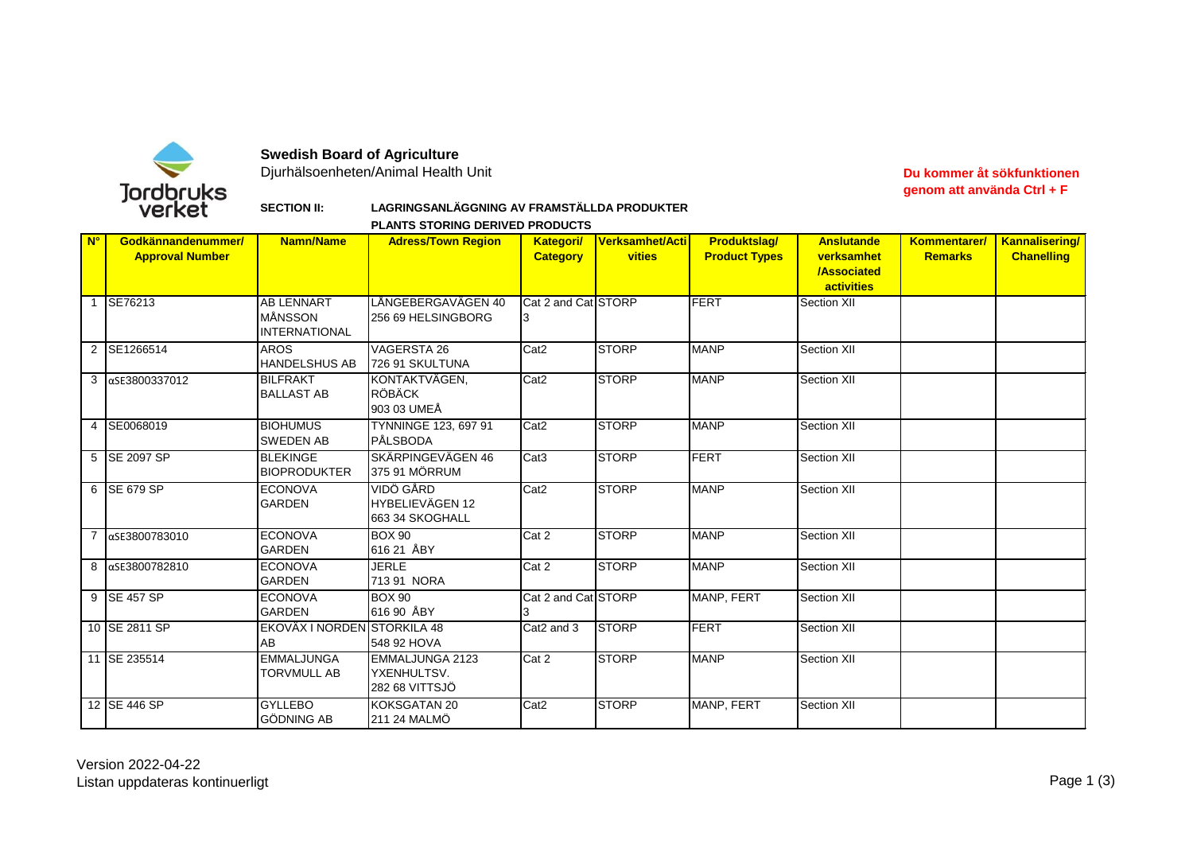**Swedish Board of Agriculture**

Djurhälsoenheten/Animal Health Unit

**Du kommer åt sökfunktionen genom att använda Ctrl + F**

**SECTION II: LAGRINGSANLÄGGNING AV FRAMSTÄLLDA PRODUKTER**

**PLANTS STORING DERIVED PRODUCTS**

| N° | Godkännandenummer/ Approval Number | Namn/Name | Adress/Town Region | Kategori/ Category | Verksamhet/Activities | Produktslag/ Product Types | Anslutande verksamhet /Associated activities | Kommentarer/ Remarks | Kannalisering/ Chanelling |
|---|---|---|---|---|---|---|---|---|---|
| 1 | SE76213 | AB LENNART MÅNSSON INTERNATIONAL | LÅNGEBERGAVÄGEN 40 256 69 HELSINGBORG | Cat 2 and Cat 3 | STORP | FERT | Section XII | | |
| 2 | SE1266514 | AROS HANDELSHUS AB | VAGERSTA 26 726 91 SKULTUNA | Cat2 | STORP | MANP | Section XII | | |
| 3 | αSE3800337012 | BILFRAKT BALLAST AB | KONTAKTVÄGEN, RÖBÄCK 903 03 UMEÅ | Cat2 | STORP | MANP | Section XII | | |
| 4 | SE0068019 | BIOHUMUS SWEDEN AB | TYNNINGE 123, 697 91 PÅLSBODA | Cat2 | STORP | MANP | Section XII | | |
| 5 | SE 2097 SP | BLEKINGE BIOPRODUKTER | SKÄRPINGEVÄGEN 46 375 91 MÖRRUM | Cat3 | STORP | FERT | Section XII | | |
| 6 | SE 679 SP | ECONOVA GARDEN | VIDÖ GÅRD HYBELIEVÄGEN 12 663 34 SKOGHALL | Cat2 | STORP | MANP | Section XII | | |
| 7 | αSE3800783010 | ECONOVA GARDEN | BOX 90 616 21 ÅBY | Cat 2 | STORP | MANP | Section XII | | |
| 8 | αSE3800782810 | ECONOVA GARDEN | JERLE 713 91 NORA | Cat 2 | STORP | MANP | Section XII | | |
| 9 | SE 457 SP | ECONOVA GARDEN | BOX 90 616 90 ÅBY | Cat 2 and Cat 3 | STORP | MANP, FERT | Section XII | | |
| 10 | SE 2811 SP | EKOVÄX I NORDEN AB | STORKILA 48 548 92 HOVA | Cat2 and 3 | STORP | FERT | Section XII | | |
| 11 | SE 235514 | EMMALJUNGA TORVMULL AB | EMMALJUNGA 2123 YXENHULTSV. 282 68 VITTSJÖ | Cat 2 | STORP | MANP | Section XII | | |
| 12 | SE 446 SP | GYLLEBO GÖDNING AB | KOKSGATAN 20 211 24 MALMÖ | Cat2 | STORP | MANP, FERT | Section XII | | |

Version 2022-04-22

Listan uppdateras kontinuerligt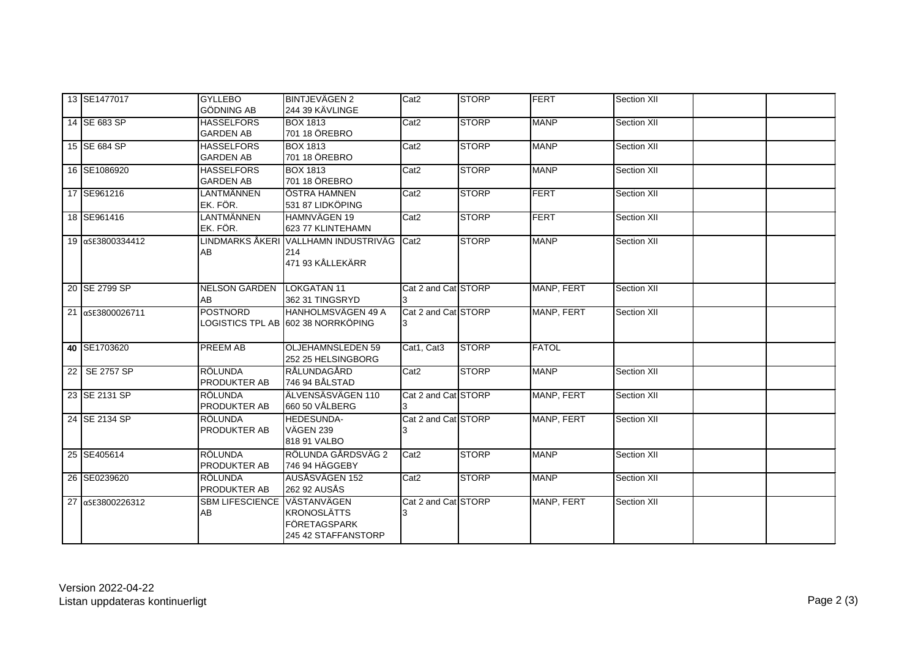| | | | | | | | | | |
|---|---|---|---|---|---|---|---|---|---|
| 13 | SE1477017 | GYLLEBO GÖDNING AB | BINTJEVÄGEN 2 244 39 KÄVLINGE | Cat2 | STORP | FERT | Section XII | | |
| 14 | SE 683 SP | HASSELFORS GARDEN AB | BOX 1813 701 18 ÖREBRO | Cat2 | STORP | MANP | Section XII | | |
| 15 | SE 684 SP | HASSELFORS GARDEN AB | BOX 1813 701 18 ÖREBRO | Cat2 | STORP | MANP | Section XII | | |
| 16 | SE1086920 | HASSELFORS GARDEN AB | BOX 1813 701 18 ÖREBRO | Cat2 | STORP | MANP | Section XII | | |
| 17 | SE961216 | LANTMÄNNEN EK. FÖR. | ÖSTRA HAMNEN 531 87 LIDKÖPING | Cat2 | STORP | FERT | Section XII | | |
| 18 | SE961416 | LANTMÄNNEN EK. FÖR. | HAMNVÄGEN 19 623 77 KLINTEHAMN | Cat2 | STORP | FERT | Section XII | | |
| 19 | αSE3800334412 | LINDMARKS ÅKERI AB | VALLHAMN INDUSTRIVÄG 214 471 93 KÅLLEKÄRR | Cat2 | STORP | MANP | Section XII | | |
| 20 | SE 2799 SP | NELSON GARDEN AB | LOKGATAN 11 362 31 TINGSRYD | Cat 2 and Cat 3 | STORP | MANP, FERT | Section XII | | |
| 21 | αSE3800026711 | POSTNORD LOGISTICS TPL AB | HANHOLMSVÄGEN 49 A 602 38 NORRKÖPING | Cat 2 and Cat 3 | STORP | MANP, FERT | Section XII | | |
| **40** | SE1703620 | PREEM AB | OLJEHAMNSLEDEN 59 252 25 HELSINGBORG | Cat1, Cat3 | STORP | FATOL | | | |
| 22 | SE 2757 SP | RÖLUNDA PRODUKTER AB | RÅLUNDAGÅRD 746 94 BÅLSTAD | Cat2 | STORP | MANP | Section XII | | |
| 23 | SE 2131 SP | RÖLUNDA PRODUKTER AB | ÄLVENSÄSVÄGEN 110 660 50 VÅLBERG | Cat 2 and Cat 3 | STORP | MANP, FERT | Section XII | | |
| 24 | SE 2134 SP | RÖLUNDA PRODUKTER AB | HEDESUNDA-VÄGEN 239 818 91 VALBO | Cat 2 and Cat 3 | STORP | MANP, FERT | Section XII | | |
| 25 | SE405614 | RÖLUNDA PRODUKTER AB | RÖLUNDA GÅRDSVÄG 2 746 94 HÄGGEBY | Cat2 | STORP | MANP | Section XII | | |
| 26 | SE0239620 | RÖLUNDA PRODUKTER AB | AUSÅSVÄGEN 152 262 92 AUSÅS | Cat2 | STORP | MANP | Section XII | | |
| 27 | αSE3800226312 | SBM LIFESCIENCE AB | VÄSTANVÄGEN KRONOSLÄTTS FÖRETAGSPARK 245 42 STAFFANSTORP | Cat 2 and Cat 3 | STORP | MANP, FERT | Section XII | | |

Version 2022-04-22
Listan uppdateras kontinuerligt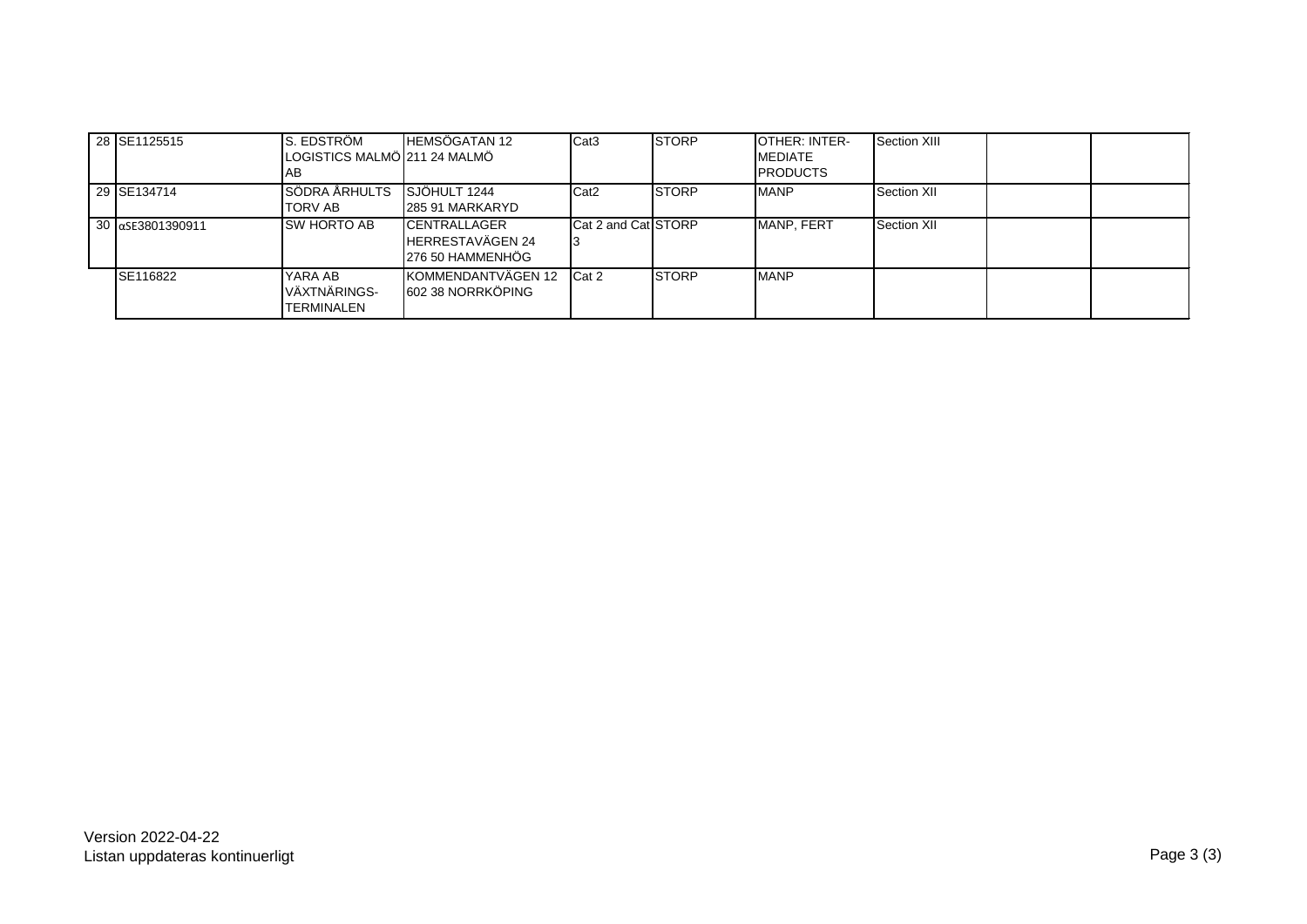| | | | | | | | | | |
|---|---|---|---|---|---|---|---|---|---|
| 28 | SE1125515 | S. EDSTRÖM LOGISTICS MALMÖ AB | HEMSÖGATAN 12 211 24 MALMÖ | Cat3 | STORP | OTHER: INTER-MEDIATE PRODUCTS | Section XIII | | |
| 29 | SE134714 | SÖDRA ÅRHULTS TORV AB | SJÖHULT 1244 285 91 MARKARYD | Cat2 | STORP | MANP | Section XII | | |
| 30 | αSE3801390911 | SW HORTO AB | CENTRALLAGER HERRESTAVÄGEN 24 276 50 HAMMENHÖG | Cat 2 and Cat 3 | STORP | MANP, FERT | Section XII | | |
| | SE116822 | YARA AB VÄXTNÄRINGS-TERMINALEN | KOMMENDANTVÄGEN 12 602 38 NORRKÖPING | Cat 2 | STORP | MANP | | | |

Version 2022-04-22
Listan uppdateras kontinuerligt